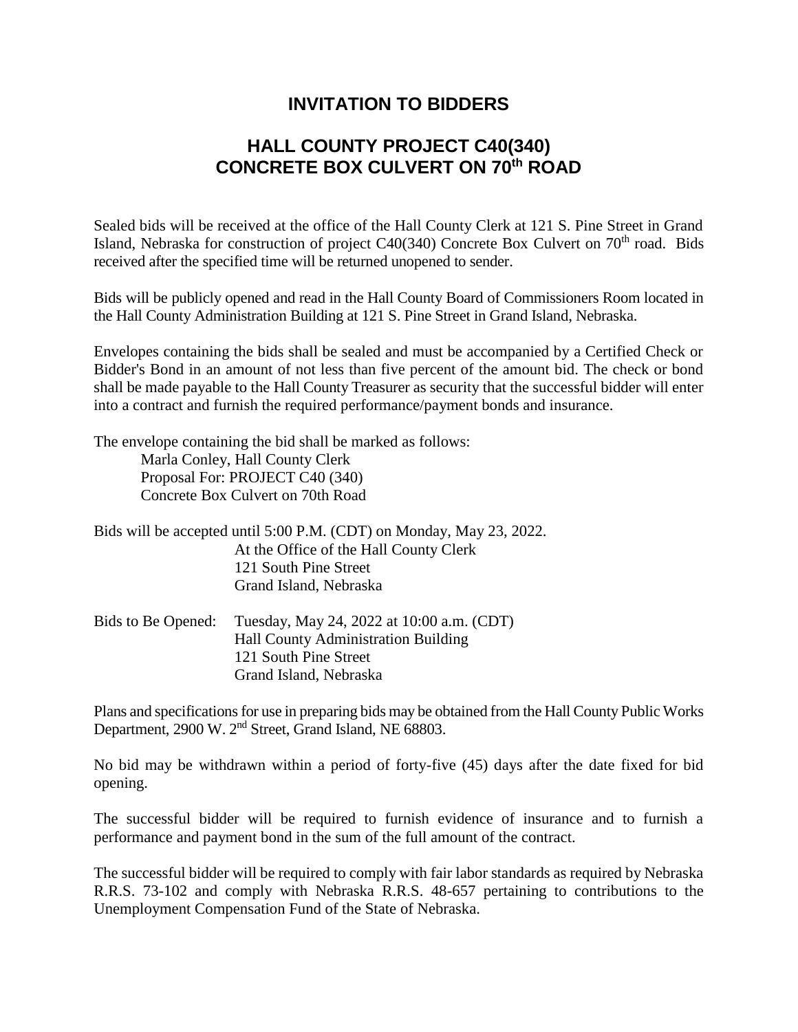# INVITATION TO BIDDERS

## HALL COUNTY PROJECT C40(340)
## CONCRETE BOX CULVERT ON 70th ROAD

Sealed bids will be received at the office of the Hall County Clerk at 121 S. Pine Street in Grand Island, Nebraska for construction of project C40(340) Concrete Box Culvert on 70th road. Bids received after the specified time will be returned unopened to sender.

Bids will be publicly opened and read in the Hall County Board of Commissioners Room located in the Hall County Administration Building at 121 S. Pine Street in Grand Island, Nebraska.

Envelopes containing the bids shall be sealed and must be accompanied by a Certified Check or Bidder's Bond in an amount of not less than five percent of the amount bid. The check or bond shall be made payable to the Hall County Treasurer as security that the successful bidder will enter into a contract and furnish the required performance/payment bonds and insurance.

The envelope containing the bid shall be marked as follows:

Marla Conley, Hall County Clerk
Proposal For: PROJECT C40 (340)
Concrete Box Culvert on 70th Road

Bids will be accepted until 5:00 P.M. (CDT) on Monday, May 23, 2022.
At the Office of the Hall County Clerk
121 South Pine Street
Grand Island, Nebraska

Bids to Be Opened: Tuesday, May 24, 2022 at 10:00 a.m. (CDT)
Hall County Administration Building
121 South Pine Street
Grand Island, Nebraska

Plans and specifications for use in preparing bids may be obtained from the Hall County Public Works Department, 2900 W. 2nd Street, Grand Island, NE 68803.

No bid may be withdrawn within a period of forty-five (45) days after the date fixed for bid opening.

The successful bidder will be required to furnish evidence of insurance and to furnish a performance and payment bond in the sum of the full amount of the contract.

The successful bidder will be required to comply with fair labor standards as required by Nebraska R.R.S. 73-102 and comply with Nebraska R.R.S. 48-657 pertaining to contributions to the Unemployment Compensation Fund of the State of Nebraska.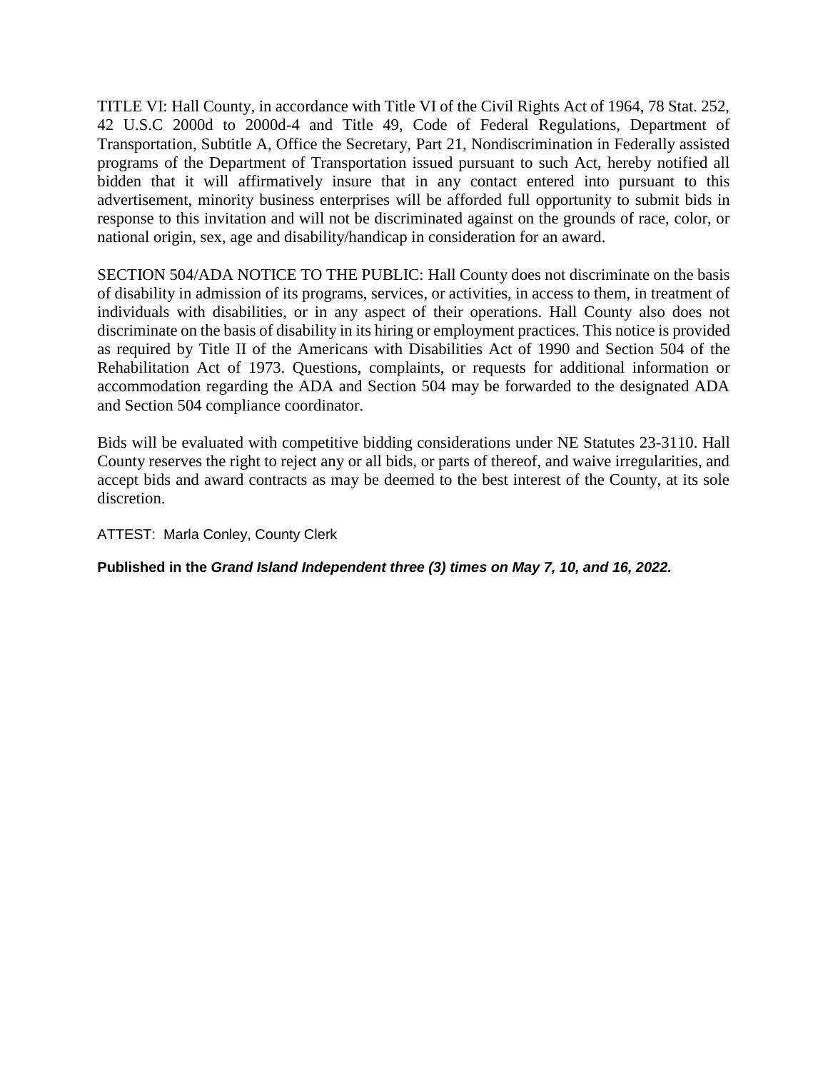TITLE VI: Hall County, in accordance with Title VI of the Civil Rights Act of 1964, 78 Stat. 252, 42 U.S.C 2000d to 2000d-4 and Title 49, Code of Federal Regulations, Department of Transportation, Subtitle A, Office the Secretary, Part 21, Nondiscrimination in Federally assisted programs of the Department of Transportation issued pursuant to such Act, hereby notified all bidden that it will affirmatively insure that in any contact entered into pursuant to this advertisement, minority business enterprises will be afforded full opportunity to submit bids in response to this invitation and will not be discriminated against on the grounds of race, color, or national origin, sex, age and disability/handicap in consideration for an award.

SECTION 504/ADA NOTICE TO THE PUBLIC: Hall County does not discriminate on the basis of disability in admission of its programs, services, or activities, in access to them, in treatment of individuals with disabilities, or in any aspect of their operations. Hall County also does not discriminate on the basis of disability in its hiring or employment practices. This notice is provided as required by Title II of the Americans with Disabilities Act of 1990 and Section 504 of the Rehabilitation Act of 1973. Questions, complaints, or requests for additional information or accommodation regarding the ADA and Section 504 may be forwarded to the designated ADA and Section 504 compliance coordinator.

Bids will be evaluated with competitive bidding considerations under NE Statutes 23-3110. Hall County reserves the right to reject any or all bids, or parts of thereof, and waive irregularities, and accept bids and award contracts as may be deemed to the best interest of the County, at its sole discretion.

ATTEST: Marla Conley, County Clerk

**Published in the *Grand Island Independent three (3) times on May 7, 10, and 16, 2022.***